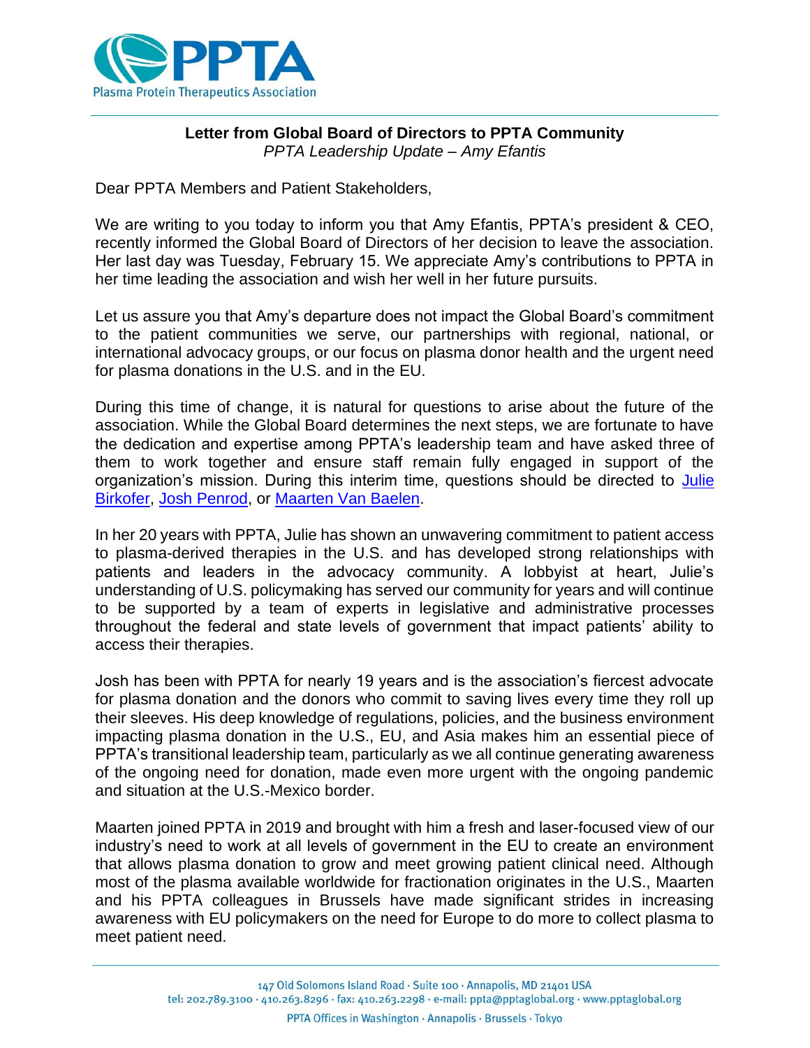**Letter from Global Board of Directors to PPTA Community**

*PPTA Leadership Update – Amy Efantis*

Dear PPTA Members and Patient Stakeholders,

We are writing to you today to inform you that Amy Efantis, PPTA's president & CEO, recently informed the Global Board of Directors of her decision to leave the association. Her last day was Tuesday, February 15. We appreciate Amy's contributions to PPTA in her time leading the association and wish her well in her future pursuits.

Let us assure you that Amy's departure does not impact the Global Board's commitment to the patient communities we serve, our partnerships with regional, national, or international advocacy groups, or our focus on plasma donor health and the urgent need for plasma donations in the U.S. and in the EU.

During this time of change, it is natural for questions to arise about the future of the association. While the Global Board determines the next steps, we are fortunate to have the dedication and expertise among PPTA's leadership team and have asked three of them to work together and ensure staff remain fully engaged in support of the organization's mission. During this interim time, questions should be directed to Julie Birkofer, Josh Penrod, or Maarten Van Baelen.

In her 20 years with PPTA, Julie has shown an unwavering commitment to patient access to plasma-derived therapies in the U.S. and has developed strong relationships with patients and leaders in the advocacy community. A lobbyist at heart, Julie's understanding of U.S. policymaking has served our community for years and will continue to be supported by a team of experts in legislative and administrative processes throughout the federal and state levels of government that impact patients' ability to access their therapies.

Josh has been with PPTA for nearly 19 years and is the association's fiercest advocate for plasma donation and the donors who commit to saving lives every time they roll up their sleeves. His deep knowledge of regulations, policies, and the business environment impacting plasma donation in the U.S., EU, and Asia makes him an essential piece of PPTA's transitional leadership team, particularly as we all continue generating awareness of the ongoing need for donation, made even more urgent with the ongoing pandemic and situation at the U.S.-Mexico border.

Maarten joined PPTA in 2019 and brought with him a fresh and laser-focused view of our industry's need to work at all levels of government in the EU to create an environment that allows plasma donation to grow and meet growing patient clinical need. Although most of the plasma available worldwide for fractionation originates in the U.S., Maarten and his PPTA colleagues in Brussels have made significant strides in increasing awareness with EU policymakers on the need for Europe to do more to collect plasma to meet patient need.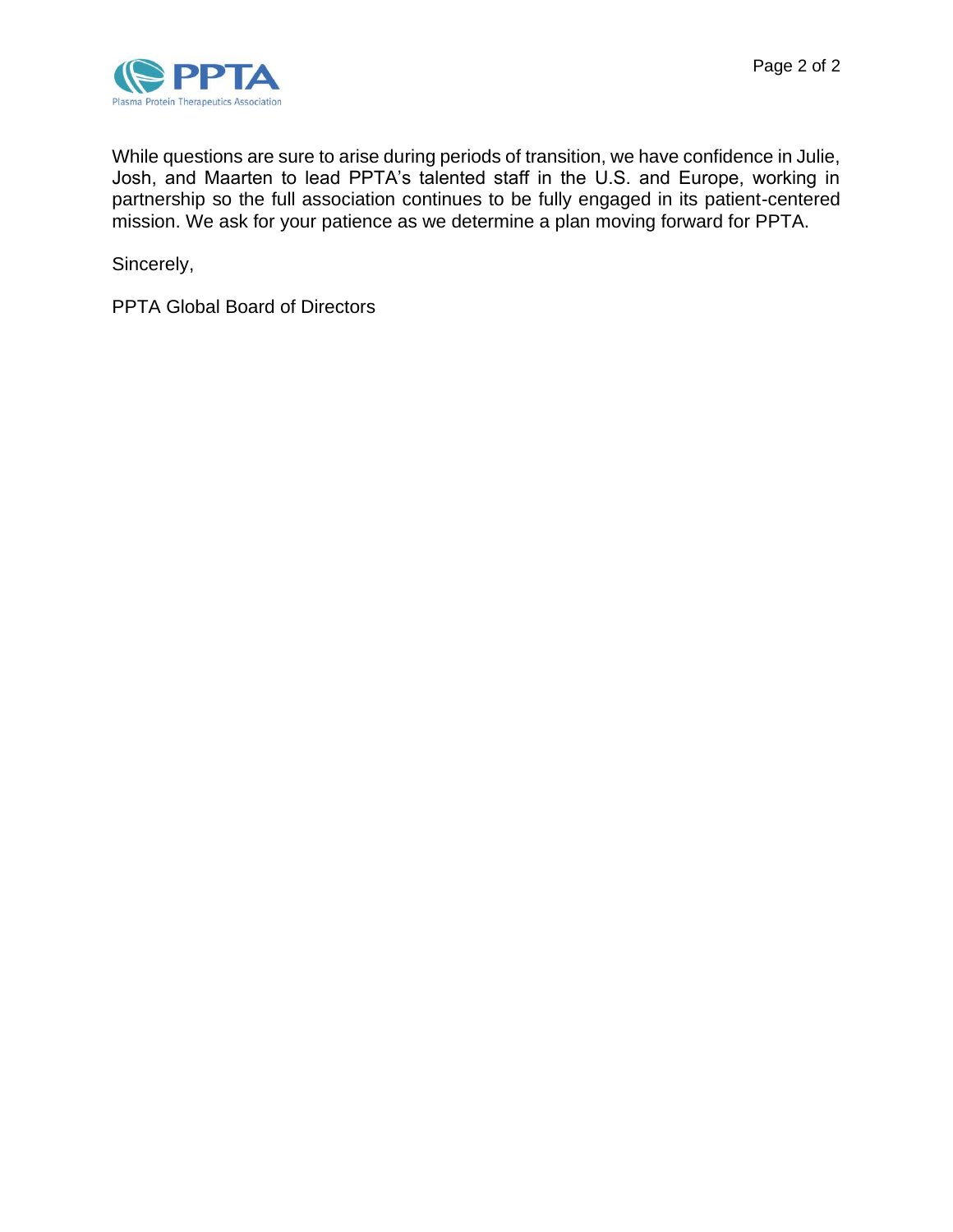While questions are sure to arise during periods of transition, we have confidence in Julie, Josh, and Maarten to lead PPTA's talented staff in the U.S. and Europe, working in partnership so the full association continues to be fully engaged in its patient-centered mission. We ask for your patience as we determine a plan moving forward for PPTA.

Sincerely,

PPTA Global Board of Directors